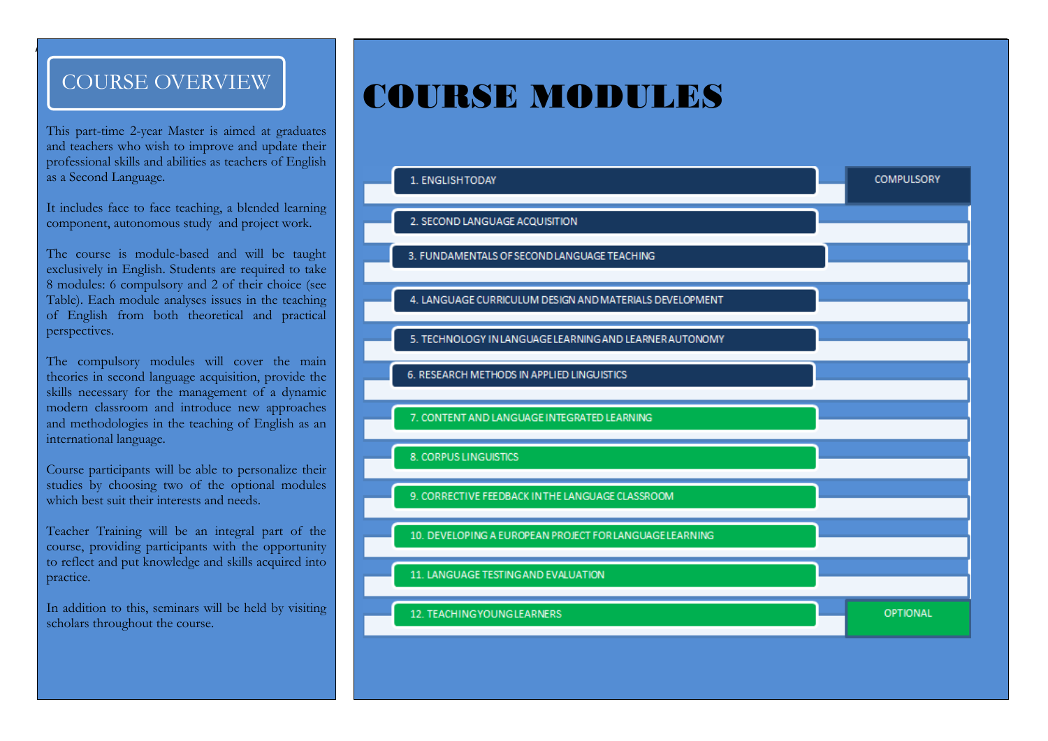## COURSE OVERVIEW

This part-time 2-year Master is aimed at graduates and teachers who wish to improve and update their professional skills and abilities as teachers of English as a Second Language.

It includes face to face teaching, a blended learning component, autonomous study and project work.

The course is module-based and will be taught exclusively in English. Students are required to take 8 modules: 6 compulsory and 2 of their choice (see Table). Each module analyses issues in the teaching of English from both theoretical and practical perspectives.

The compulsory modules will cover the main theories in second language acquisition, provide the skills necessary for the management of a dynamic modern classroom and introduce new approaches and methodologies in the teaching of English as an international language.

Course participants will be able to personalize their studies by choosing two of the optional modules which best suit their interests and needs.

Teacher Training will be an integral part of the course, providing participants with the opportunity to reflect and put knowledge and skills acquired into practice.

In addition to this, seminars will be held by visiting scholars throughout the course.

# COURSE MODULES

**COMPULSORY**

1. ENGLISH TODAY
2. SECOND LANGUAGE ACQUISITION
3. FUNDAMENTALS OF SECOND LANGUAGE TEACHING
4. LANGUAGE CURRICULUM DESIGN AND MATERIALS DEVELOPMENT
5. TECHNOLOGY IN LANGUAGE LEARNING AND LEARNER AUTONOMY
6. RESEARCH METHODS IN APPLIED LINGUISTICS

**OPTIONAL**

7. CONTENT AND LANGUAGE INTEGRATED LEARNING
8. CORPUS LINGUISTICS
9. CORRECTIVE FEEDBACK IN THE LANGUAGE CLASSROOM
10. DEVELOPING A EUROPEAN PROJECT FOR LANGUAGE LEARNING
11. LANGUAGE TESTING AND EVALUATION
12. TEACHING YOUNG LEARNERS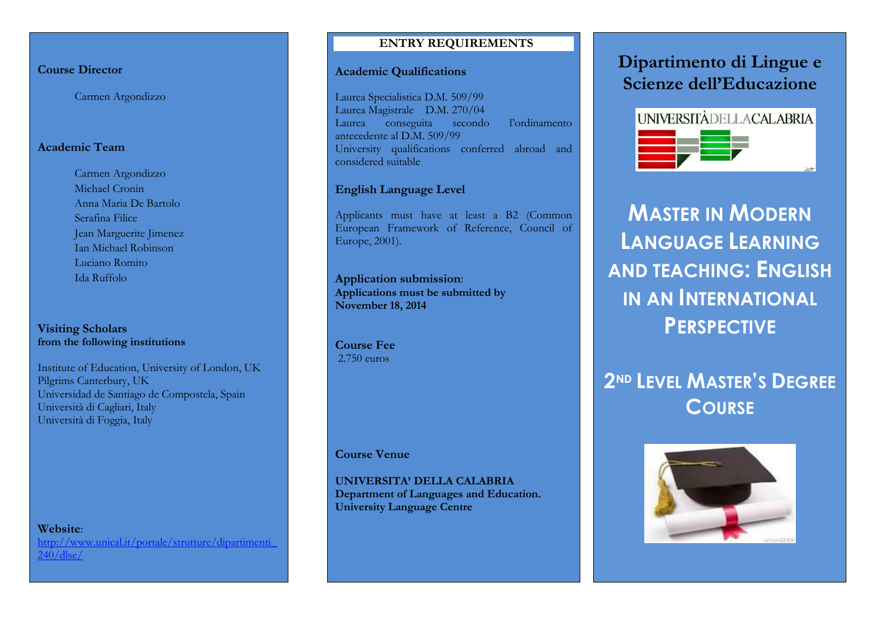**Course Director**

Carmen Argondizzo

**Academic Team**

Carmen Argondizzo
Michael Cronin
Anna Maria De Bartolo
Serafina Filice
Jean Marguerite Jimenez
Ian Michael Robinson
Luciano Romito
Ida Ruffolo

**Visiting Scholars**
**from the following institutions**

Institute of Education, University of London, UK
Pilgrims Canterbury, UK
Universidad de Santiago de Compostela, Spain
Università di Cagliari, Italy
Università di Foggia, Italy

**Website**:
http://www.unical.it/portale/strutture/dipartimenti_240/dlse/

## ENTRY REQUIREMENTS

**Academic Qualifications**

Laurea Specialistica D.M. 509/99
Laurea Magistrale D.M. 270/04
Laurea conseguita secondo l'ordinamento antecedente al D.M. 509/99
University qualifications conferred abroad and considered suitable

**English Language Level**

Applicants must have at least a B2 (Common European Framework of Reference, Council of Europe, 2001).

**Application submission**:
**Applications must be submitted by November 18, 2014**

**Course Fee**
2.750 euros

**Course Venue**

**UNIVERSITA' DELLA CALABRIA**
**Department of Languages and Education.**
**University Language Centre**

## Dipartimento di Lingue e Scienze dell'Educazione

UNIVERSITÀDELLACALABRIA

# MASTER IN MODERN LANGUAGE LEARNING AND TEACHING: ENGLISH IN AN INTERNATIONAL PERSPECTIVE

## 2ND LEVEL MASTER'S DEGREE COURSE